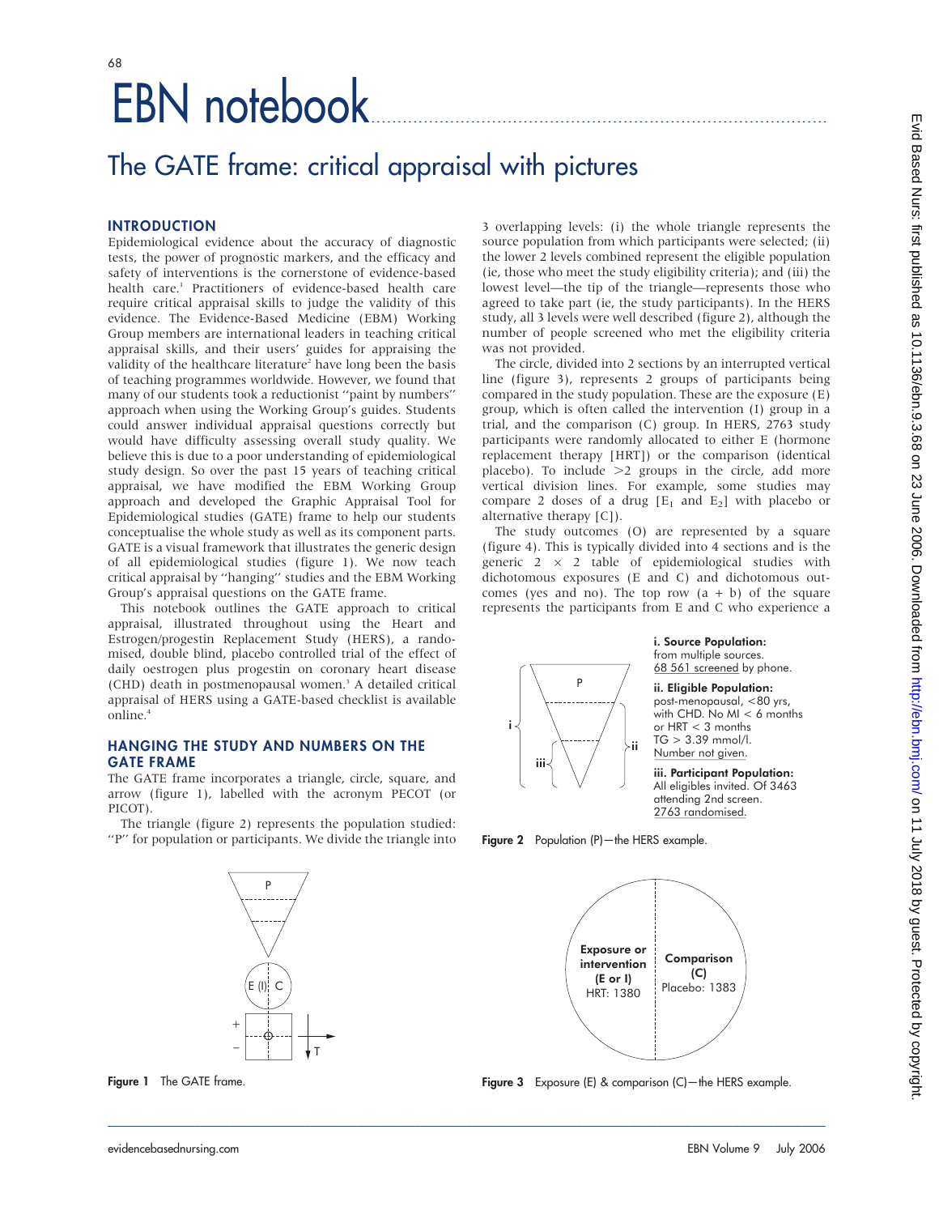# EBN notebook

## The GATE frame: critical appraisal with pictures

### INTRODUCTION

Epidemiological evidence about the accuracy of diagnostic tests, the power of prognostic markers, and the efficacy and safety of interventions is the cornerstone of evidence-based health care.[1] Practitioners of evidence-based health care require critical appraisal skills to judge the validity of this evidence. The Evidence-Based Medicine (EBM) Working Group members are international leaders in teaching critical appraisal skills, and their users' guides for appraising the validity of the healthcare literature[2] have long been the basis of teaching programmes worldwide. However, we found that many of our students took a reductionist "paint by numbers" approach when using the Working Group's guides. Students could answer individual appraisal questions correctly but would have difficulty assessing overall study quality. We believe this is due to a poor understanding of epidemiological study design. So over the past 15 years of teaching critical appraisal, we have modified the EBM Working Group approach and developed the Graphic Appraisal Tool for Epidemiological studies (GATE) frame to help our students conceptualise the whole study as well as its component parts. GATE is a visual framework that illustrates the generic design of all epidemiological studies (figure 1). We now teach critical appraisal by "hanging" studies and the EBM Working Group's appraisal questions on the GATE frame.

This notebook outlines the GATE approach to critical appraisal, illustrated throughout using the Heart and Estrogen/progestin Replacement Study (HERS), a randomised, double blind, placebo controlled trial of the effect of daily oestrogen plus progestin on coronary heart disease (CHD) death in postmenopausal women.[3] A detailed critical appraisal of HERS using a GATE-based checklist is available online.[4]

### HANGING THE STUDY AND NUMBERS ON THE GATE FRAME

The GATE frame incorporates a triangle, circle, square, and arrow (figure 1), labelled with the acronym PECOT (or PICOT).

The triangle (figure 2) represents the population studied: "P" for population or participants. We divide the triangle into 3 overlapping levels: (i) the whole triangle represents the source population from which participants were selected; (ii) the lower 2 levels combined represent the eligible population (ie, those who meet the study eligibility criteria); and (iii) the lowest level—the tip of the triangle—represents those who agreed to take part (ie, the study participants). In the HERS study, all 3 levels were well described (figure 2), although the number of people screened who met the eligibility criteria was not provided.

The circle, divided into 2 sections by an interrupted vertical line (figure 3), represents 2 groups of participants being compared in the study population. These are the exposure (E) group, which is often called the intervention (I) group in a trial, and the comparison (C) group. In HERS, 2763 study participants were randomly allocated to either E (hormone replacement therapy [HRT]) or the comparison (identical placebo). To include >2 groups in the circle, add more vertical division lines. For example, some studies may compare 2 doses of a drug [$E_1$ and $E_2$] with placebo or alternative therapy [C]).

The study outcomes (O) are represented by a square (figure 4). This is typically divided into 4 sections and is the generic 2 × 2 table of epidemiological studies with dichotomous exposures (E and C) and dichotomous outcomes (yes and no). The top row (a + b) of the square represents the participants from E and C who experience a

P

E (I) C

\+

−

T

Figure 1 The GATE frame.

P

i

ii

iii

**i. Source Population:**
from multiple sources.
68 561 screened by phone.

**ii. Eligible Population:**
post-menopausal, <80 yrs, with CHD. No MI < 6 months or HRT < 3 months TG > 3.39 mmol/l.
Number not given.

**iii. Participant Population:**
All eligibles invited. Of 3463 attending 2nd screen.
2763 randomised.

Figure 2 Population (P)—the HERS example.

**Exposure or intervention (E or I)**
HRT: 1380

**Comparison (C)**
Placebo: 1383

Figure 3 Exposure (E) & comparison (C)—the HERS example.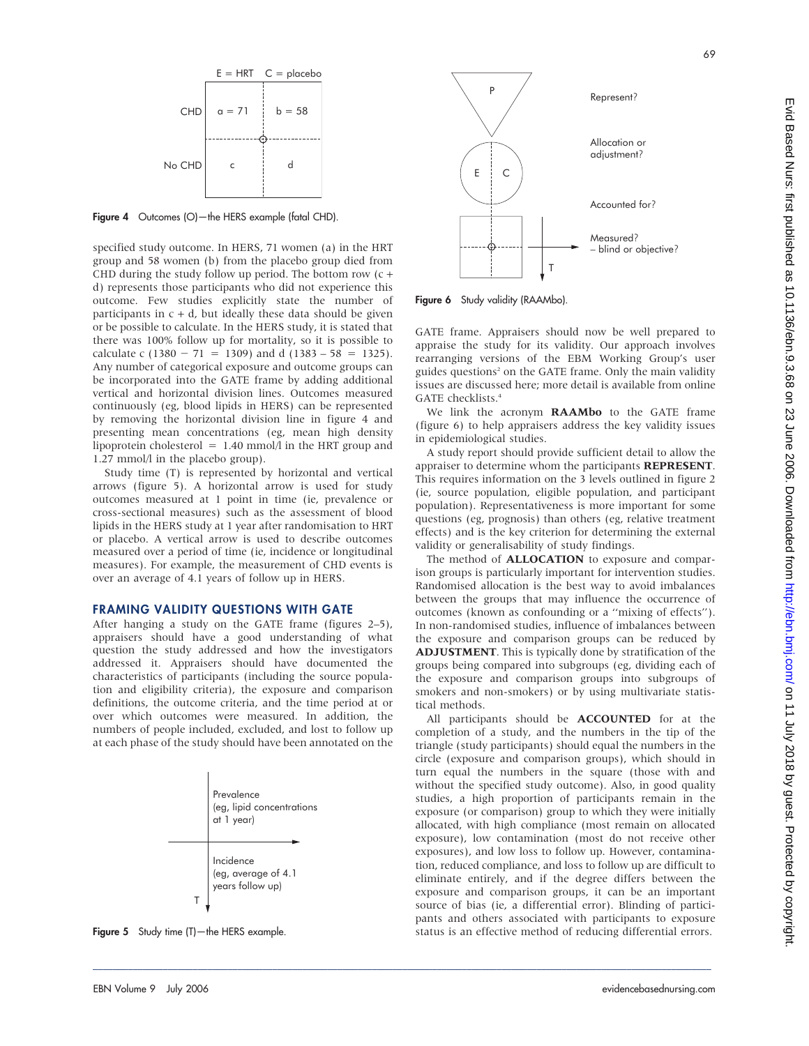Figure 4 Outcomes (O)—the HERS example (fatal CHD).

specified study outcome. In HERS, 71 women (a) in the HRT group and 58 women (b) from the placebo group died from CHD during the study follow up period. The bottom row (c + d) represents those participants who did not experience this outcome. Few studies explicitly state the number of participants in c + d, but ideally these data should be given or be possible to calculate. In the HERS study, it is stated that there was 100% follow up for mortality, so it is possible to calculate c (1380 − 71 = 1309) and d (1383 – 58 = 1325). Any number of categorical exposure and outcome groups can be incorporated into the GATE frame by adding additional vertical and horizontal division lines. Outcomes measured continuously (eg, blood lipids in HERS) can be represented by removing the horizontal division line in figure 4 and presenting mean concentrations (eg, mean high density lipoprotein cholesterol = 1.40 mmol/l in the HRT group and 1.27 mmol/l in the placebo group).

Study time (T) is represented by horizontal and vertical arrows (figure 5). A horizontal arrow is used for study outcomes measured at 1 point in time (ie, prevalence or cross-sectional measures) such as the assessment of blood lipids in the HERS study at 1 year after randomisation to HRT or placebo. A vertical arrow is used to describe outcomes measured over a period of time (ie, incidence or longitudinal measures). For example, the measurement of CHD events is over an average of 4.1 years of follow up in HERS.

## FRAMING VALIDITY QUESTIONS WITH GATE

After hanging a study on the GATE frame (figures 2–5), appraisers should have a good understanding of what question the study addressed and how the investigators addressed it. Appraisers should have documented the characteristics of participants (including the source population and eligibility criteria), the exposure and comparison definitions, the outcome criteria, and the time period at or over which outcomes were measured. In addition, the numbers of people included, excluded, and lost to follow up at each phase of the study should have been annotated on the GATE frame. Appraisers should now be well prepared to appraise the study for its validity. Our approach involves rearranging versions of the EBM Working Group's user guides questions[2] on the GATE frame. Only the main validity issues are discussed here; more detail is available from online GATE checklists.[4]

Figure 5 Study time (T)—the HERS example.

Figure 6 Study validity (RAAMbo).

We link the acronym **RAAMbo** to the GATE frame (figure 6) to help appraisers address the key validity issues in epidemiological studies.

A study report should provide sufficient detail to allow the appraiser to determine whom the participants **REPRESENT**. This requires information on the 3 levels outlined in figure 2 (ie, source population, eligible population, and participant population). Representativeness is more important for some questions (eg, prognosis) than others (eg, relative treatment effects) and is the key criterion for determining the external validity or generalisability of study findings.

The method of **ALLOCATION** to exposure and comparison groups is particularly important for intervention studies. Randomised allocation is the best way to avoid imbalances between the groups that may influence the occurrence of outcomes (known as confounding or a "mixing of effects"). In non-randomised studies, influence of imbalances between the exposure and comparison groups can be reduced by **ADJUSTMENT**. This is typically done by stratification of the groups being compared into subgroups (eg, dividing each of the exposure and comparison groups into subgroups of smokers and non-smokers) or by using multivariate statistical methods.

All participants should be **ACCOUNTED** for at the completion of a study, and the numbers in the tip of the triangle (study participants) should equal the numbers in the circle (exposure and comparison groups), which should in turn equal the numbers in the square (those with and without the specified study outcome). Also, in good quality studies, a high proportion of participants remain in the exposure (or comparison) group to which they were initially allocated, with high compliance (most remain on allocated exposure), low contamination (most do not receive other exposures), and low loss to follow up. However, contamination, reduced compliance, and loss to follow up are difficult to eliminate entirely, and if the degree differs between the exposure and comparison groups, it can be an important source of bias (ie, a differential error). Blinding of participants and others associated with participants to exposure status is an effective method of reducing differential errors.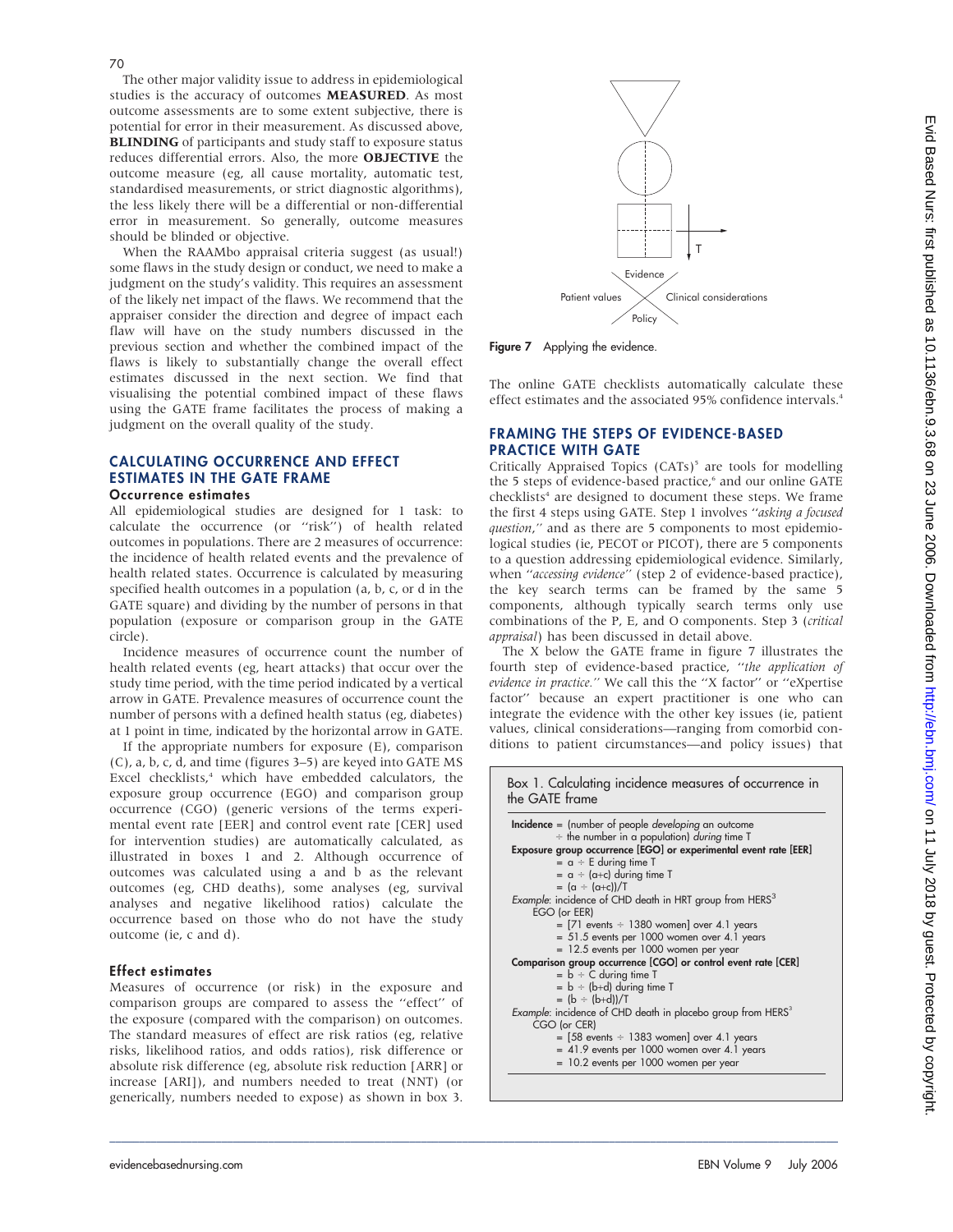The other major validity issue to address in epidemiological studies is the accuracy of outcomes **MEASURED**. As most outcome assessments are to some extent subjective, there is potential for error in their measurement. As discussed above, **BLINDING** of participants and study staff to exposure status reduces differential errors. Also, the more **OBJECTIVE** the outcome measure (eg, all cause mortality, automatic test, standardised measurements, or strict diagnostic algorithms), the less likely there will be a differential or non-differential error in measurement. So generally, outcome measures should be blinded or objective.

When the RAAMbo appraisal criteria suggest (as usual!) some flaws in the study design or conduct, we need to make a judgment on the study's validity. This requires an assessment of the likely net impact of the flaws. We recommend that the appraiser consider the direction and degree of impact each flaw will have on the study numbers discussed in the previous section and whether the combined impact of the flaws is likely to substantially change the overall effect estimates discussed in the next section. We find that visualising the potential combined impact of these flaws using the GATE frame facilitates the process of making a judgment on the overall quality of the study.

## CALCULATING OCCURRENCE AND EFFECT ESTIMATES IN THE GATE FRAME

### Occurrence estimates

All epidemiological studies are designed for 1 task: to calculate the occurrence (or "risk") of health related outcomes in populations. There are 2 measures of occurrence: the incidence of health related events and the prevalence of health related states. Occurrence is calculated by measuring specified health outcomes in a population (a, b, c, or d in the GATE square) and dividing by the number of persons in that population (exposure or comparison group in the GATE circle).

Incidence measures of occurrence count the number of health related events (eg, heart attacks) that occur over the study time period, with the time period indicated by a vertical arrow in GATE. Prevalence measures of occurrence count the number of persons with a defined health status (eg, diabetes) at 1 point in time, indicated by the horizontal arrow in GATE.

If the appropriate numbers for exposure (E), comparison (C), a, b, c, d, and time (figures 3–5) are keyed into GATE MS Excel checklists,[4] which have embedded calculators, the exposure group occurrence (EGO) and comparison group occurrence (CGO) (generic versions of the terms experimental event rate [EER] and control event rate [CER] used for intervention studies) are automatically calculated, as illustrated in boxes 1 and 2. Although occurrence of outcomes was calculated using a and b as the relevant outcomes (eg, CHD deaths), some analyses (eg, survival analyses and negative likelihood ratios) calculate the occurrence based on those who do not have the study outcome (ie, c and d).

### Effect estimates

Measures of occurrence (or risk) in the exposure and comparison groups are compared to assess the "effect" of the exposure (compared with the comparison) on outcomes. The standard measures of effect are risk ratios (eg, relative risks, likelihood ratios, and odds ratios), risk difference or absolute risk difference (eg, absolute risk reduction [ARR] or increase [ARI]), and numbers needed to treat (NNT) (or generically, numbers needed to expose) as shown in box 3.

**Figure 7** Applying the evidence.

The online GATE checklists automatically calculate these effect estimates and the associated 95% confidence intervals.[4]

## FRAMING THE STEPS OF EVIDENCE-BASED PRACTICE WITH GATE

Critically Appraised Topics (CATs)[5] are tools for modelling the 5 steps of evidence-based practice,[6] and our online GATE checklists[4] are designed to document these steps. We frame the first 4 steps using GATE. Step 1 involves "*asking a focused question*," and as there are 5 components to most epidemiological studies (ie, PECOT or PICOT), there are 5 components to a question addressing epidemiological evidence. Similarly, when "*accessing evidence*" (step 2 of evidence-based practice), the key search terms can be framed by the same 5 components, although typically search terms only use combinations of the P, E, and O components. Step 3 (*critical appraisal*) has been discussed in detail above.

The X below the GATE frame in figure 7 illustrates the fourth step of evidence-based practice, "*the application of evidence in practice.*" We call this the "X factor" or "eXpertise factor" because an expert practitioner is one who can integrate the evidence with the other key issues (ie, patient values, clinical considerations—ranging from comorbid conditions to patient circumstances—and policy issues) that

**Box 1. Calculating incidence measures of occurrence in the GATE frame**

**Incidence** = (number of people *developing* an outcome ÷ the number in a population) *during* time T

**Exposure group occurrence [EGO] or experimental event rate [EER]**
= a ÷ E during time T
= a ÷ (a+c) during time T
= (a ÷ (a+c))/T

*Example*: incidence of CHD death in HRT group from HERS[3]
EGO (or EER)
= [71 events ÷ 1380 women] over 4.1 years
= 51.5 events per 1000 women over 4.1 years
= 12.5 events per 1000 women per year

**Comparison group occurrence [CGO] or control event rate [CER]**
= b ÷ C during time T
= b ÷ (b+d) during time T
= (b ÷ (b+d))/T

*Example*: incidence of CHD death in placebo group from HERS[3]
CGO (or CER)
= [58 events ÷ 1383 women] over 4.1 years
= 41.9 events per 1000 women over 4.1 years
= 10.2 events per 1000 women per year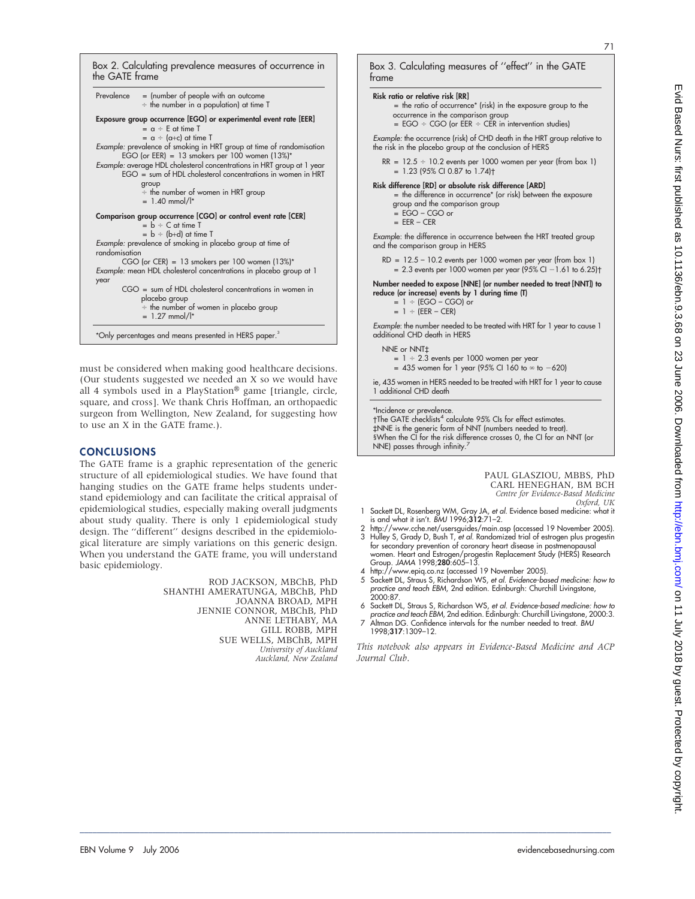### Box 2. Calculating prevalence measures of occurrence in the GATE frame

Prevalence = (number of people with an outcome ÷ the number in a population) at time T

**Exposure group occurrence [EGO] or experimental event rate [EER]**
= a ÷ E at time T
= a ÷ (a+c) at time T

*Example:* prevalence of smoking in HRT group at time of randomisation
EGO (or EER) = 13 smokers per 100 women (13%)*

*Example:* average HDL cholesterol concentrations in HRT group at 1 year
EGO = sum of HDL cholesterol concentrations in women in HRT group ÷ the number of women in HRT group
= 1.40 mmol/l*

**Comparison group occurrence [CGO] or control event rate [CER]**
= b ÷ C at time T
= b ÷ (b+d) at time T

*Example:* prevalence of smoking in placebo group at time of randomisation
CGO (or CER) = 13 smokers per 100 women (13%)*

*Example:* mean HDL cholesterol concentrations in placebo group at 1 year
CGO = sum of HDL cholesterol concentrations in women in placebo group ÷ the number of women in placebo group
= 1.27 mmol/l*

*Only percentages and means presented in HERS paper.[3]

must be considered when making good healthcare decisions. (Our students suggested we needed an X so we would have all 4 symbols used in a PlayStation® game [triangle, circle, square, and cross]. We thank Chris Hoffman, an orthopaedic surgeon from Wellington, New Zealand, for suggesting how to use an X in the GATE frame.).

## CONCLUSIONS

The GATE frame is a graphic representation of the generic structure of all epidemiological studies. We have found that hanging studies on the GATE frame helps students understand epidemiology and can facilitate the critical appraisal of epidemiological studies, especially making overall judgments about study quality. There is only 1 epidemiological study design. The "different" designs described in the epidemiological literature are simply variations on this generic design. When you understand the GATE frame, you will understand basic epidemiology.

ROD JACKSON, MBChB, PhD
SHANTHI AMERATUNGA, MBChB, PhD
JOANNA BROAD, MPH
JENNIE CONNOR, MBChB, PhD
ANNE LETHABY, MA
GILL ROBB, MPH
SUE WELLS, MBChB, MPH
*University of Auckland*
*Auckland, New Zealand*

### Box 3. Calculating measures of "effect" in the GATE frame

**Risk ratio or relative risk [RR]**
= the ratio of occurrence* (risk) in the exposure group to the occurrence in the comparison group
= EGO ÷ CGO (or EER ÷ CER in intervention studies)

*Example:* the occurrence (risk) of CHD death in the HRT group relative to the risk in the placebo group at the conclusion of HERS

RR = 12.5 ÷ 10.2 events per 1000 women per year (from box 1)
= 1.23 (95% CI 0.87 to 1.74)†

**Risk difference [RD] or absolute risk difference [ARD]**
= the difference in occurrence* (or risk) between the exposure group and the comparison group
= EGO − CGO or
= EER − CER

*Example:* the difference in occurrence between the HRT treated group and the comparison group in HERS

RD = 12.5 − 10.2 events per 1000 women per year (from box 1)
= 2.3 events per 1000 women per year (95% CI −1.61 to 6.25)†

**Number needed to expose [NNE] (or number needed to treat [NNT]) to reduce (or increase) events by 1 during time (T)**
= 1 ÷ (EGO − CGO) or
= 1 ÷ (EER − CER)

*Example:* the number needed to be treated with HRT for 1 year to cause 1 additional CHD death in HERS

NNE or NNT‡
= 1 ÷ 2.3 events per 1000 women per year
= 435 women for 1 year (95% CI 160 to ∞ to −620)

ie, 435 women in HERS needed to be treated with HRT for 1 year to cause 1 additional CHD death

*Incidence or prevalence.
†The GATE checklists[4] calculate 95% CIs for effect estimates.
‡NNE is the generic form of NNT (numbers needed to treat).
§When the CI for the risk difference crosses 0, the CI for an NNT (or NNE) passes through infinity.[7]

PAUL GLASZIOU, MBBS, PhD
CARL HENEGHAN, BM BCH
*Centre for Evidence-Based Medicine*
*Oxford, UK*

1. Sackett DL, Rosenberg WM, Gray JA, *et al.* Evidence based medicine: what it is and what it isn't. *BMJ* 1996;**312**:71–2.
2. http://www.cche.net/usersguides/main.asp (accessed 19 November 2005).
3. Hulley S, Grady D, Bush T, *et al.* Randomized trial of estrogen plus progestin for secondary prevention of coronary heart disease in postmenopausal women. Heart and Estrogen/progestin Replacement Study (HERS) Research Group. *JAMA* 1998;**280**:605–13.
4. http://www.epiq.co.nz (accessed 19 November 2005).
5. Sackett DL, Straus S, Richardson WS, *et al. Evidence-based medicine: how to practice and teach EBM*, 2nd edition. Edinburgh: Churchill Livingstone, 2000:87.
6. Sackett DL, Straus S, Richardson WS, *et al. Evidence-based medicine: how to practice and teach EBM*, 2nd edition. Edinburgh: Churchill Livingstone, 2000:3.
7. Altman DG. Confidence intervals for the number needed to treat. *BMJ* 1998;**317**:1309–12.

*This notebook also appears in Evidence-Based Medicine and ACP Journal Club.*